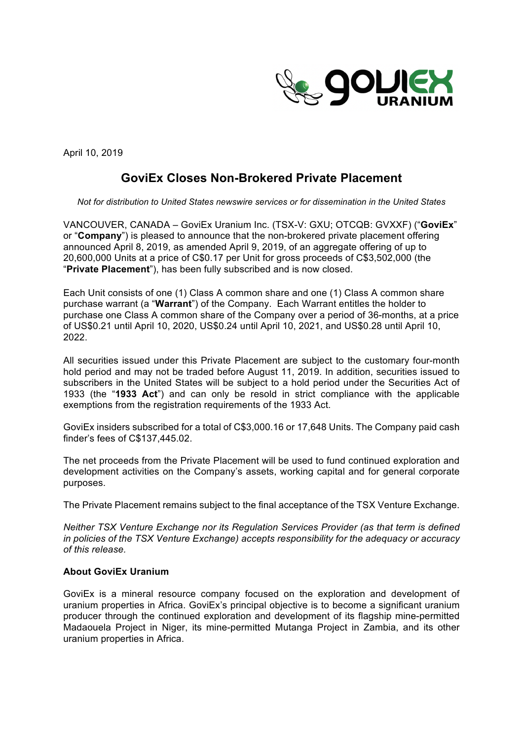April 10, 2019

# GoviEx Closes Non-Brokered Private Placement

*Not for distribution to United States newswire services or for dissemination in the United States*

VANCOUVER, CANADA – GoviEx Uranium Inc. (TSX-V: GXU; OTCQB: GVXXF) ("**GoviEx**" or "**Company**") is pleased to announce that the non-brokered private placement offering announced April 8, 2019, as amended April 9, 2019, of an aggregate offering of up to 20,600,000 Units at a price of C$0.17 per Unit for gross proceeds of C$3,502,000 (the "**Private Placement**"), has been fully subscribed and is now closed.

Each Unit consists of one (1) Class A common share and one (1) Class A common share purchase warrant (a "**Warrant**") of the Company. Each Warrant entitles the holder to purchase one Class A common share of the Company over a period of 36-months, at a price of US$0.21 until April 10, 2020, US$0.24 until April 10, 2021, and US$0.28 until April 10, 2022.

All securities issued under this Private Placement are subject to the customary four-month hold period and may not be traded before August 11, 2019. In addition, securities issued to subscribers in the United States will be subject to a hold period under the Securities Act of 1933 (the "**1933 Act**") and can only be resold in strict compliance with the applicable exemptions from the registration requirements of the 1933 Act.

GoviEx insiders subscribed for a total of C$3,000.16 or 17,648 Units. The Company paid cash finder's fees of C$137,445.02.

The net proceeds from the Private Placement will be used to fund continued exploration and development activities on the Company's assets, working capital and for general corporate purposes.

The Private Placement remains subject to the final acceptance of the TSX Venture Exchange.

*Neither TSX Venture Exchange nor its Regulation Services Provider (as that term is defined in policies of the TSX Venture Exchange) accepts responsibility for the adequacy or accuracy of this release.*

**About GoviEx Uranium**

GoviEx is a mineral resource company focused on the exploration and development of uranium properties in Africa. GoviEx's principal objective is to become a significant uranium producer through the continued exploration and development of its flagship mine-permitted Madaouela Project in Niger, its mine-permitted Mutanga Project in Zambia, and its other uranium properties in Africa.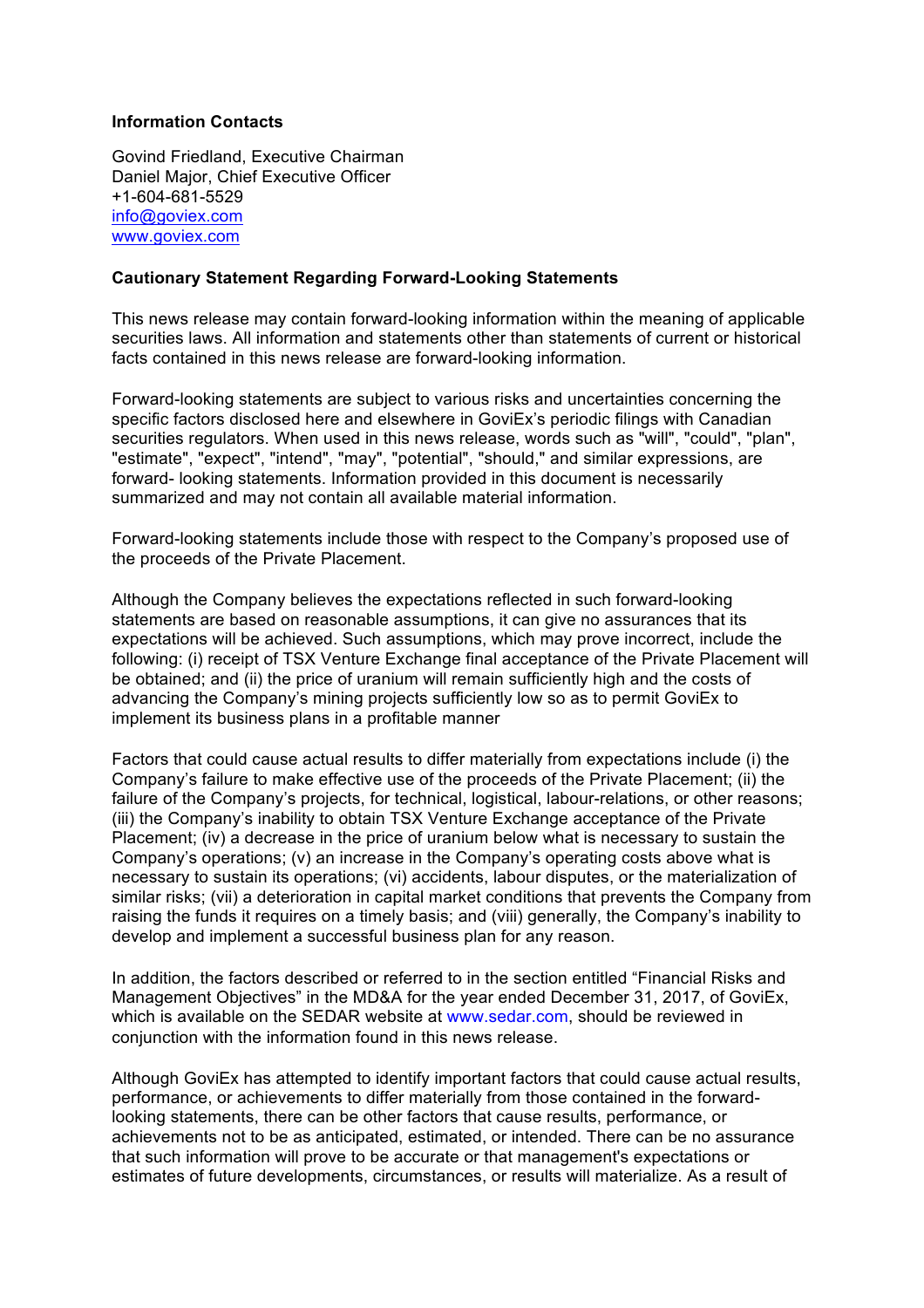**Information Contacts**

Govind Friedland, Executive Chairman  
Daniel Major, Chief Executive Officer  
+1-604-681-5529  
info@goviex.com  
www.goviex.com

**Cautionary Statement Regarding Forward-Looking Statements**

This news release may contain forward-looking information within the meaning of applicable securities laws. All information and statements other than statements of current or historical facts contained in this news release are forward-looking information.

Forward-looking statements are subject to various risks and uncertainties concerning the specific factors disclosed here and elsewhere in GoviEx's periodic filings with Canadian securities regulators. When used in this news release, words such as "will", "could", "plan", "estimate", "expect", "intend", "may", "potential", "should," and similar expressions, are forward- looking statements. Information provided in this document is necessarily summarized and may not contain all available material information.

Forward-looking statements include those with respect to the Company's proposed use of the proceeds of the Private Placement.

Although the Company believes the expectations reflected in such forward-looking statements are based on reasonable assumptions, it can give no assurances that its expectations will be achieved. Such assumptions, which may prove incorrect, include the following: (i) receipt of TSX Venture Exchange final acceptance of the Private Placement will be obtained; and (ii) the price of uranium will remain sufficiently high and the costs of advancing the Company's mining projects sufficiently low so as to permit GoviEx to implement its business plans in a profitable manner

Factors that could cause actual results to differ materially from expectations include (i) the Company's failure to make effective use of the proceeds of the Private Placement; (ii) the failure of the Company's projects, for technical, logistical, labour-relations, or other reasons; (iii) the Company's inability to obtain TSX Venture Exchange acceptance of the Private Placement; (iv) a decrease in the price of uranium below what is necessary to sustain the Company's operations; (v) an increase in the Company's operating costs above what is necessary to sustain its operations; (vi) accidents, labour disputes, or the materialization of similar risks; (vii) a deterioration in capital market conditions that prevents the Company from raising the funds it requires on a timely basis; and (viii) generally, the Company's inability to develop and implement a successful business plan for any reason.

In addition, the factors described or referred to in the section entitled "Financial Risks and Management Objectives" in the MD&A for the year ended December 31, 2017, of GoviEx, which is available on the SEDAR website at www.sedar.com, should be reviewed in conjunction with the information found in this news release.

Although GoviEx has attempted to identify important factors that could cause actual results, performance, or achievements to differ materially from those contained in the forward-looking statements, there can be other factors that cause results, performance, or achievements not to be as anticipated, estimated, or intended. There can be no assurance that such information will prove to be accurate or that management's expectations or estimates of future developments, circumstances, or results will materialize. As a result of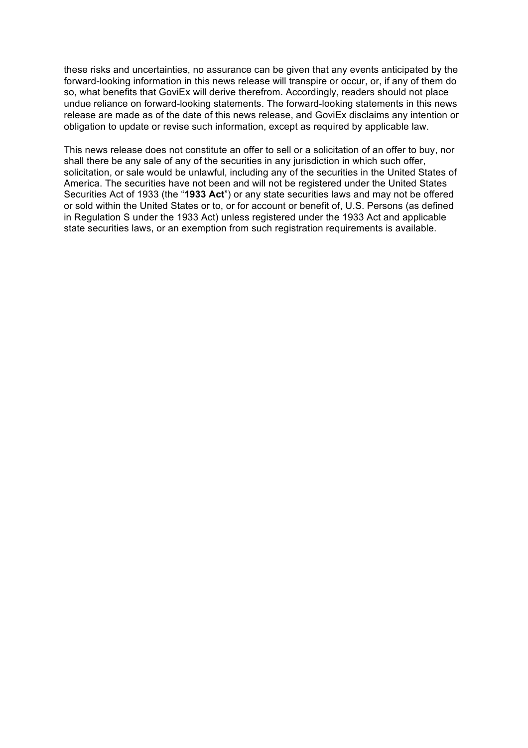these risks and uncertainties, no assurance can be given that any events anticipated by the forward-looking information in this news release will transpire or occur, or, if any of them do so, what benefits that GoviEx will derive therefrom. Accordingly, readers should not place undue reliance on forward-looking statements. The forward-looking statements in this news release are made as of the date of this news release, and GoviEx disclaims any intention or obligation to update or revise such information, except as required by applicable law.

This news release does not constitute an offer to sell or a solicitation of an offer to buy, nor shall there be any sale of any of the securities in any jurisdiction in which such offer, solicitation, or sale would be unlawful, including any of the securities in the United States of America. The securities have not been and will not be registered under the United States Securities Act of 1933 (the "**1933 Act**") or any state securities laws and may not be offered or sold within the United States or to, or for account or benefit of, U.S. Persons (as defined in Regulation S under the 1933 Act) unless registered under the 1933 Act and applicable state securities laws, or an exemption from such registration requirements is available.